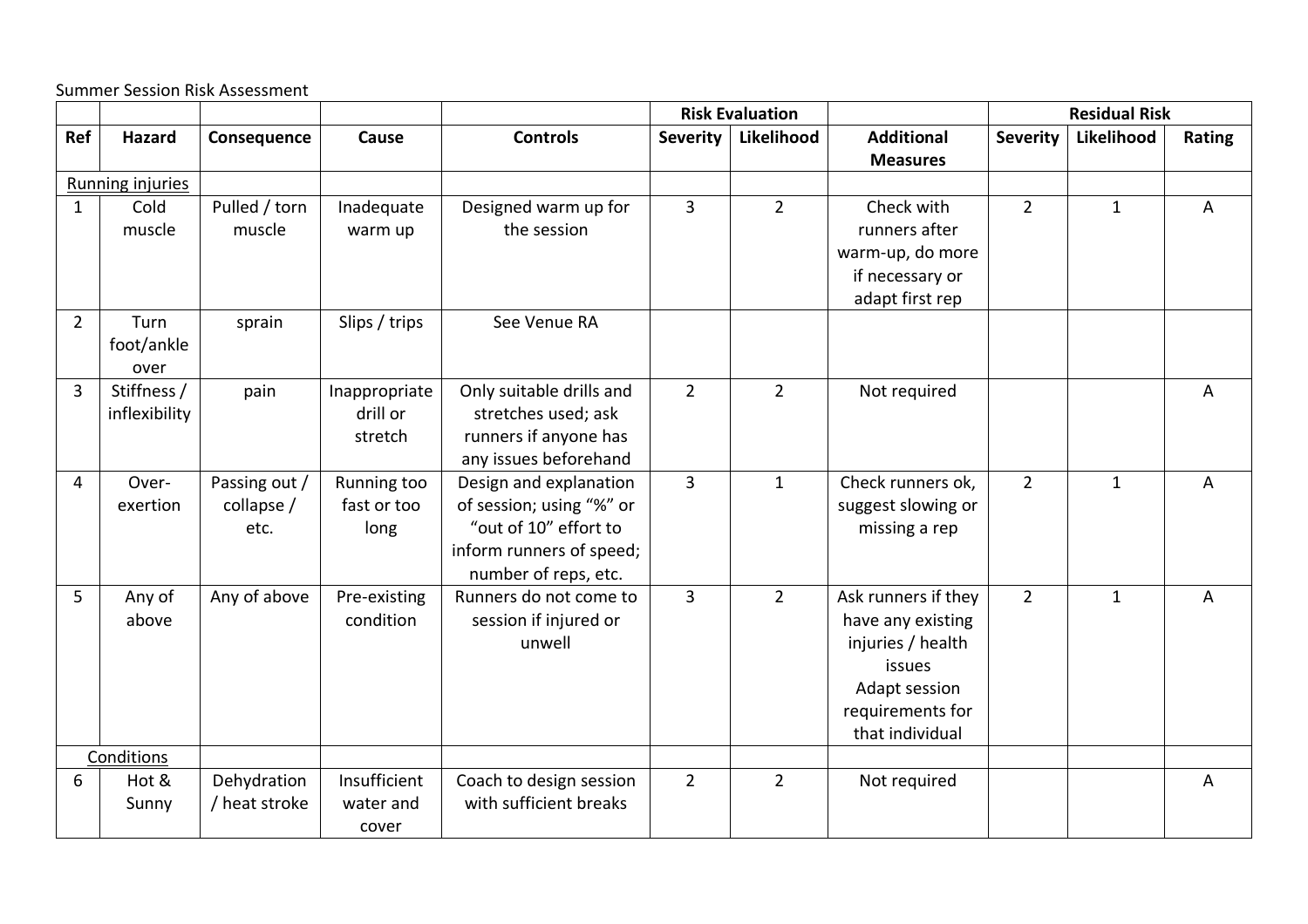Summer Session Risk Assessment

| | | | | | Risk Evaluation | | | Residual Risk | | |
|---|---|---|---|---|---|---|---|---|---|---|
| Ref | Hazard | Consequence | Cause | Controls | Severity | Likelihood | Additional Measures | Severity | Likelihood | Rating |
| Running injuries | | | | | | | | | | |
| 1 | Cold muscle | Pulled / torn muscle | Inadequate warm up | Designed warm up for the session | 3 | 2 | Check with runners after warm-up, do more if necessary or adapt first rep | 2 | 1 | A |
| 2 | Turn foot/ankle over | sprain | Slips / trips | See Venue RA | | | | | | |
| 3 | Stiffness / inflexibility | pain | Inappropriate drill or stretch | Only suitable drills and stretches used; ask runners if anyone has any issues beforehand | 2 | 2 | Not required | | | A |
| 4 | Over-exertion | Passing out / collapse / etc. | Running too fast or too long | Design and explanation of session; using "%" or "out of 10" effort to inform runners of speed; number of reps, etc. | 3 | 1 | Check runners ok, suggest slowing or missing a rep | 2 | 1 | A |
| 5 | Any of above | Any of above | Pre-existing condition | Runners do not come to session if injured or unwell | 3 | 2 | Ask runners if they have any existing injuries / health issues<br>Adapt session requirements for that individual | 2 | 1 | A |
| Conditions | | | | | | | | | | |
| 6 | Hot & Sunny | Dehydration / heat stroke | Insufficient water and cover | Coach to design session with sufficient breaks | 2 | 2 | Not required | | | A |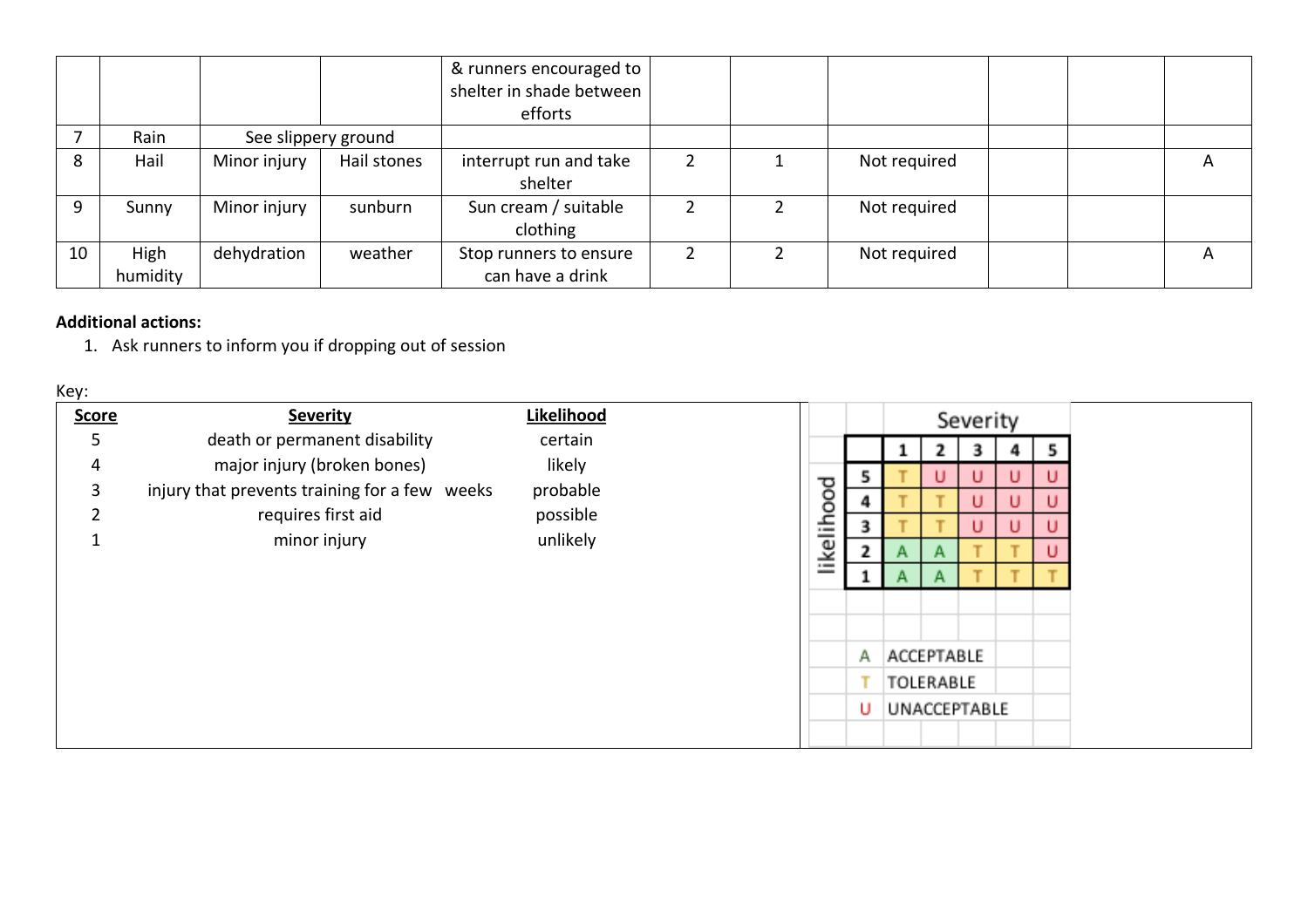| | | | | | | | | | | |
|---|---|---|---|---|---|---|---|---|---|---|
| | | | | & runners encouraged to shelter in shade between efforts | | | | | | |
| 7 | Rain | See slippery ground | | | | | | | | |
| 8 | Hail | Minor injury | Hail stones | interrupt run and take shelter | 2 | 1 | Not required | | | A |
| 9 | Sunny | Minor injury | sunburn | Sun cream / suitable clothing | 2 | 2 | Not required | | | |
| 10 | High humidity | dehydration | weather | Stop runners to ensure can have a drink | 2 | 2 | Not required | | | A |

**Additional actions:**

1. Ask runners to inform you if dropping out of session

Key:

| Score | Severity | Likelihood |
|---|---|---|
| 5 | death or permanent disability | certain |
| 4 | major injury (broken bones) | likely |
| 3 | injury that prevents training for a few weeks | probable |
| 2 | requires first aid | possible |
| 1 | minor injury | unlikely |

| likelihood \ Severity | 1 | 2 | 3 | 4 | 5 |
|---|---|---|---|---|---|
| 5 | T | U | U | U | U |
| 4 | T | T | U | U | U |
| 3 | T | T | U | U | U |
| 2 | A | A | T | T | U |
| 1 | A | A | T | T | T |

A ACCEPTABLE

T TOLERABLE

U UNACCEPTABLE